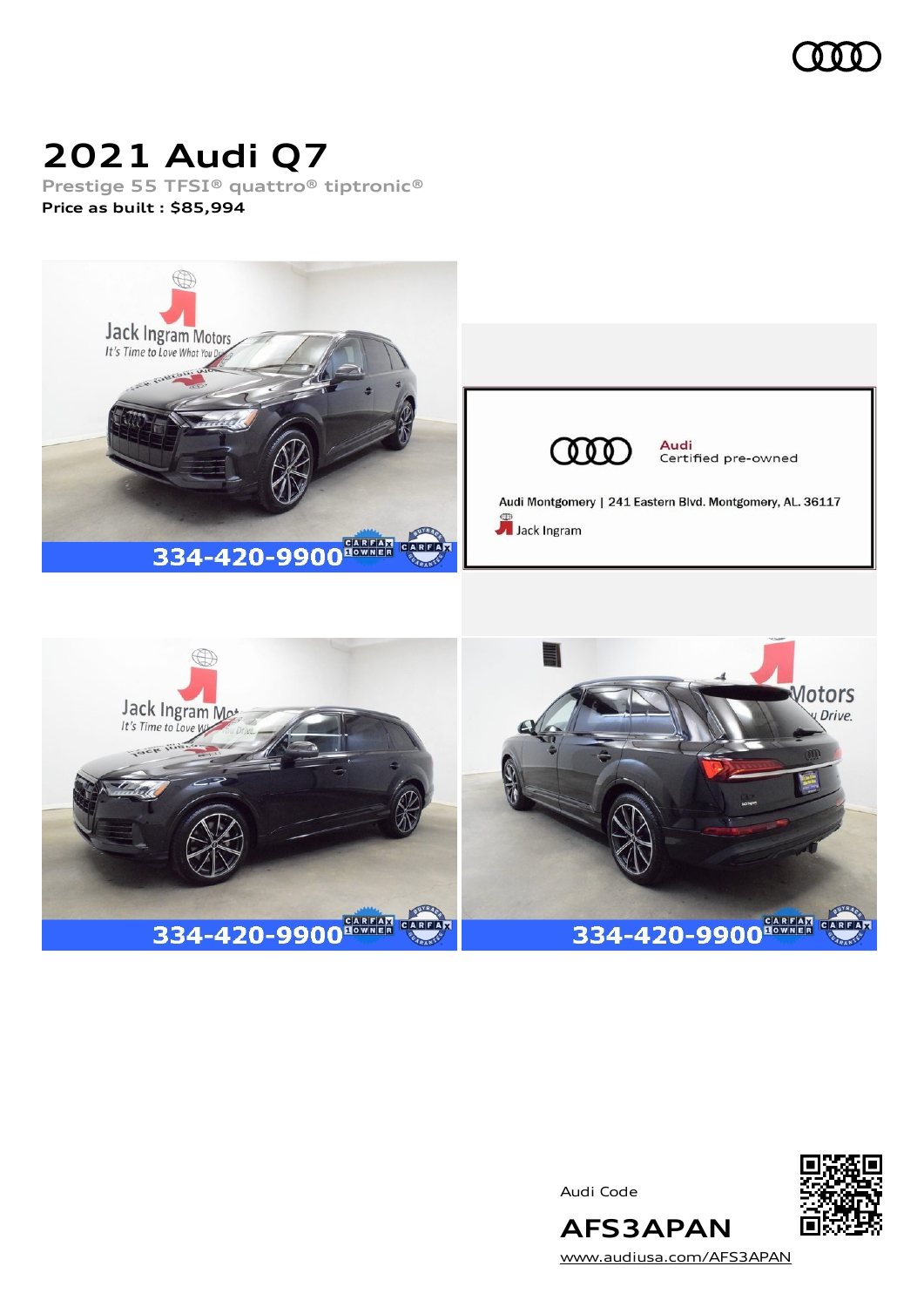# 2021 Audi Q7

Prestige 55 TFSI® quattro® tiptronic®

**Price as built : $85,994**

Audi Code

**AFS3APAN**

www.audiusa.com/AFS3APAN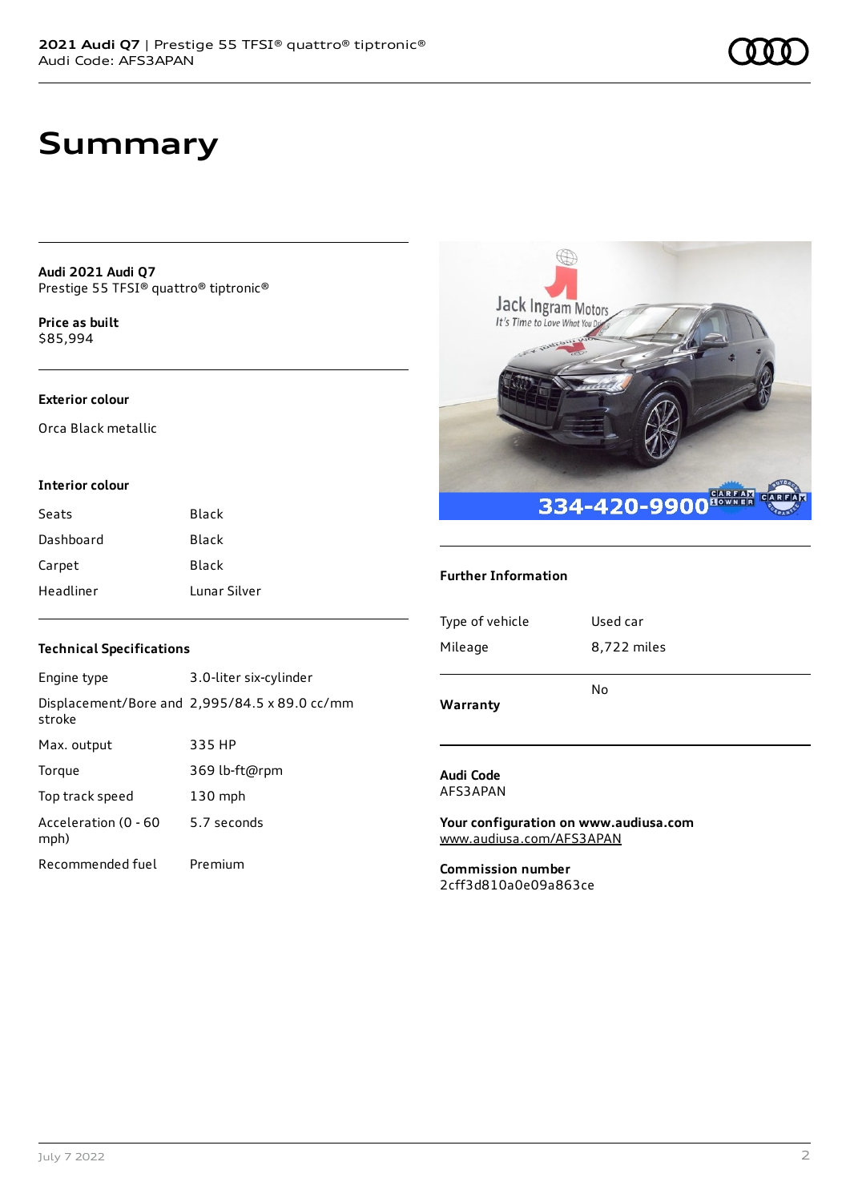# Summary

**Audi 2021 Audi Q7**
Prestige 55 TFSI® quattro® tiptronic®

**Price as built**
$85,994

### Exterior colour

Orca Black metallic

### Interior colour

| | |
|---|---|
| Seats | Black |
| Dashboard | Black |
| Carpet | Black |
| Headliner | Lunar Silver |

### Technical Specifications

| | |
|---|---|
| Engine type | 3.0-liter six-cylinder |
| Displacement/Bore and stroke | 2,995/84.5 x 89.0 cc/mm |
| Max. output | 335 HP |
| Torque | 369 lb-ft@rpm |
| Top track speed | 130 mph |
| Acceleration (0 - 60 mph) | 5.7 seconds |
| Recommended fuel | Premium |

### Further Information

| | |
|---|---|
| Type of vehicle | Used car |
| Mileage | 8,722 miles |

| | |
|---|---|
| **Warranty** | No |

**Audi Code**
AFS3APAN

**Your configuration on www.audiusa.com**
www.audiusa.com/AFS3APAN

**Commission number**
2cff3d810a0e09a863ce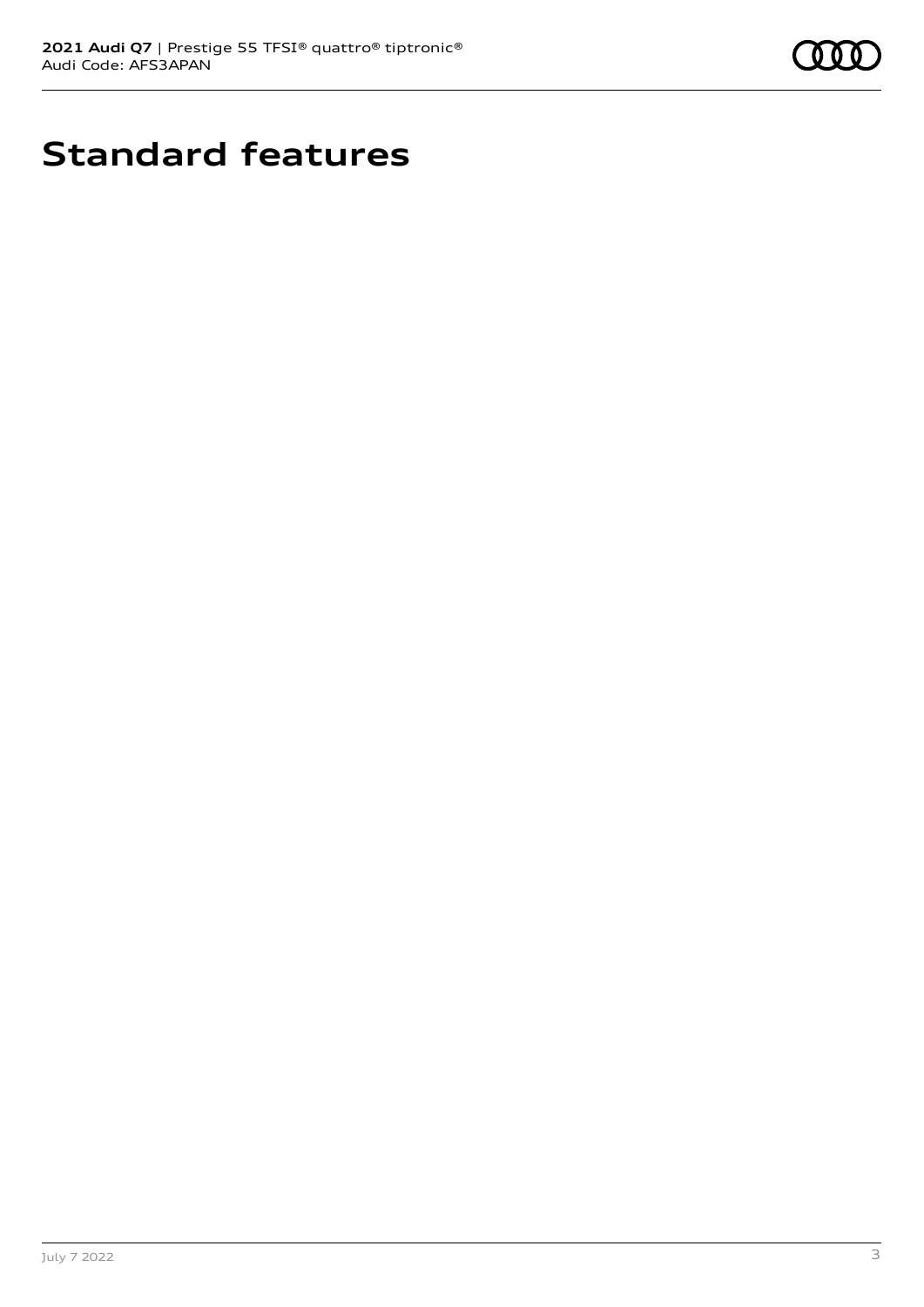# Standard features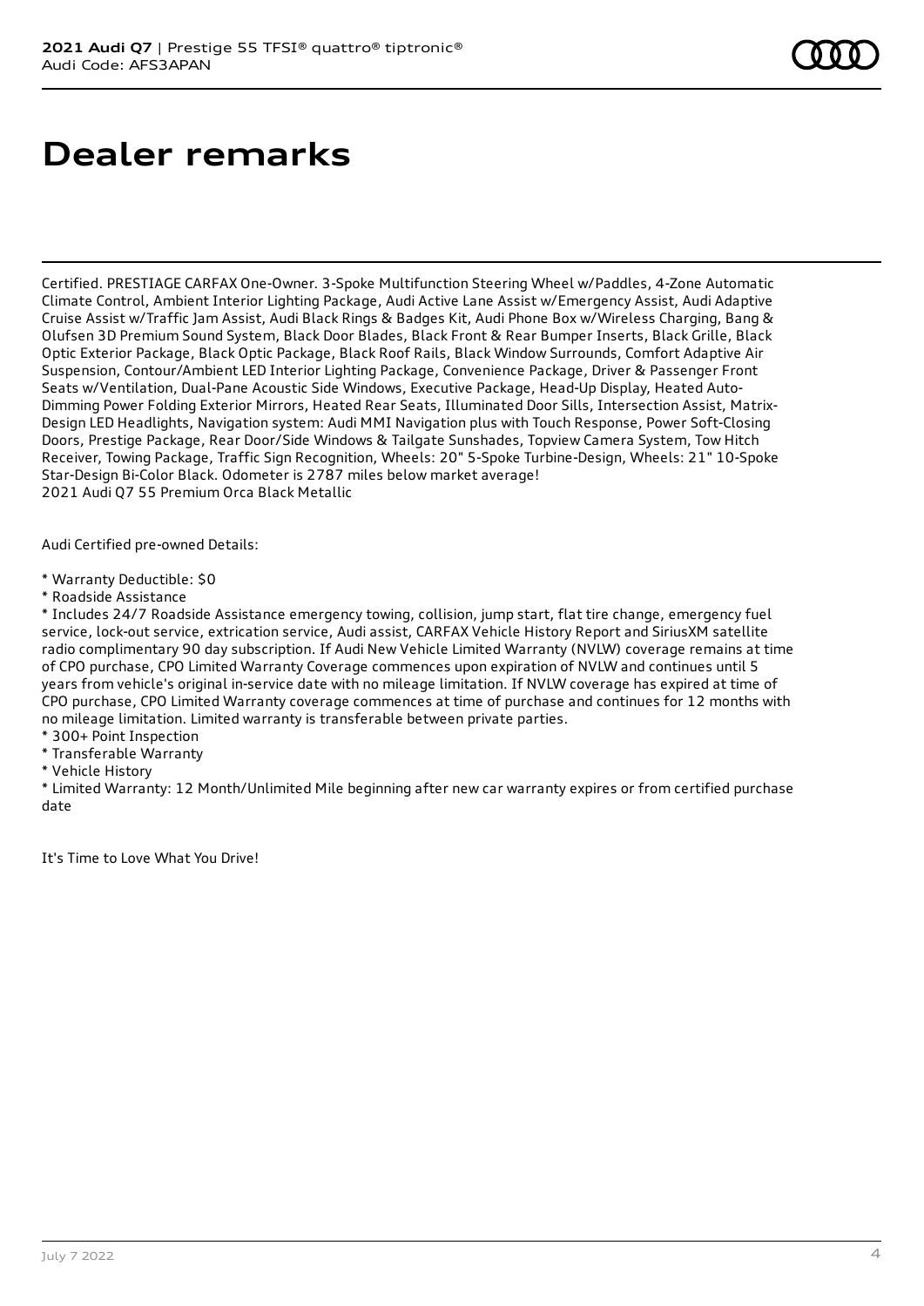# Dealer remarks

Certified. PRESTIAGE CARFAX One-Owner. 3-Spoke Multifunction Steering Wheel w/Paddles, 4-Zone Automatic Climate Control, Ambient Interior Lighting Package, Audi Active Lane Assist w/Emergency Assist, Audi Adaptive Cruise Assist w/Traffic Jam Assist, Audi Black Rings & Badges Kit, Audi Phone Box w/Wireless Charging, Bang & Olufsen 3D Premium Sound System, Black Door Blades, Black Front & Rear Bumper Inserts, Black Grille, Black Optic Exterior Package, Black Optic Package, Black Roof Rails, Black Window Surrounds, Comfort Adaptive Air Suspension, Contour/Ambient LED Interior Lighting Package, Convenience Package, Driver & Passenger Front Seats w/Ventilation, Dual-Pane Acoustic Side Windows, Executive Package, Head-Up Display, Heated Auto-Dimming Power Folding Exterior Mirrors, Heated Rear Seats, Illuminated Door Sills, Intersection Assist, Matrix-Design LED Headlights, Navigation system: Audi MMI Navigation plus with Touch Response, Power Soft-Closing Doors, Prestige Package, Rear Door/Side Windows & Tailgate Sunshades, Topview Camera System, Tow Hitch Receiver, Towing Package, Traffic Sign Recognition, Wheels: 20" 5-Spoke Turbine-Design, Wheels: 21" 10-Spoke Star-Design Bi-Color Black. Odometer is 2787 miles below market average!
2021 Audi Q7 55 Premium Orca Black Metallic

Audi Certified pre-owned Details:

* Warranty Deductible: $0
* Roadside Assistance
* Includes 24/7 Roadside Assistance emergency towing, collision, jump start, flat tire change, emergency fuel service, lock-out service, extrication service, Audi assist, CARFAX Vehicle History Report and SiriusXM satellite radio complimentary 90 day subscription. If Audi New Vehicle Limited Warranty (NVLW) coverage remains at time of CPO purchase, CPO Limited Warranty Coverage commences upon expiration of NVLW and continues until 5 years from vehicle's original in-service date with no mileage limitation. If NVLW coverage has expired at time of CPO purchase, CPO Limited Warranty coverage commences at time of purchase and continues for 12 months with no mileage limitation. Limited warranty is transferable between private parties.
* 300+ Point Inspection
* Transferable Warranty
* Vehicle History
* Limited Warranty: 12 Month/Unlimited Mile beginning after new car warranty expires or from certified purchase date

It's Time to Love What You Drive!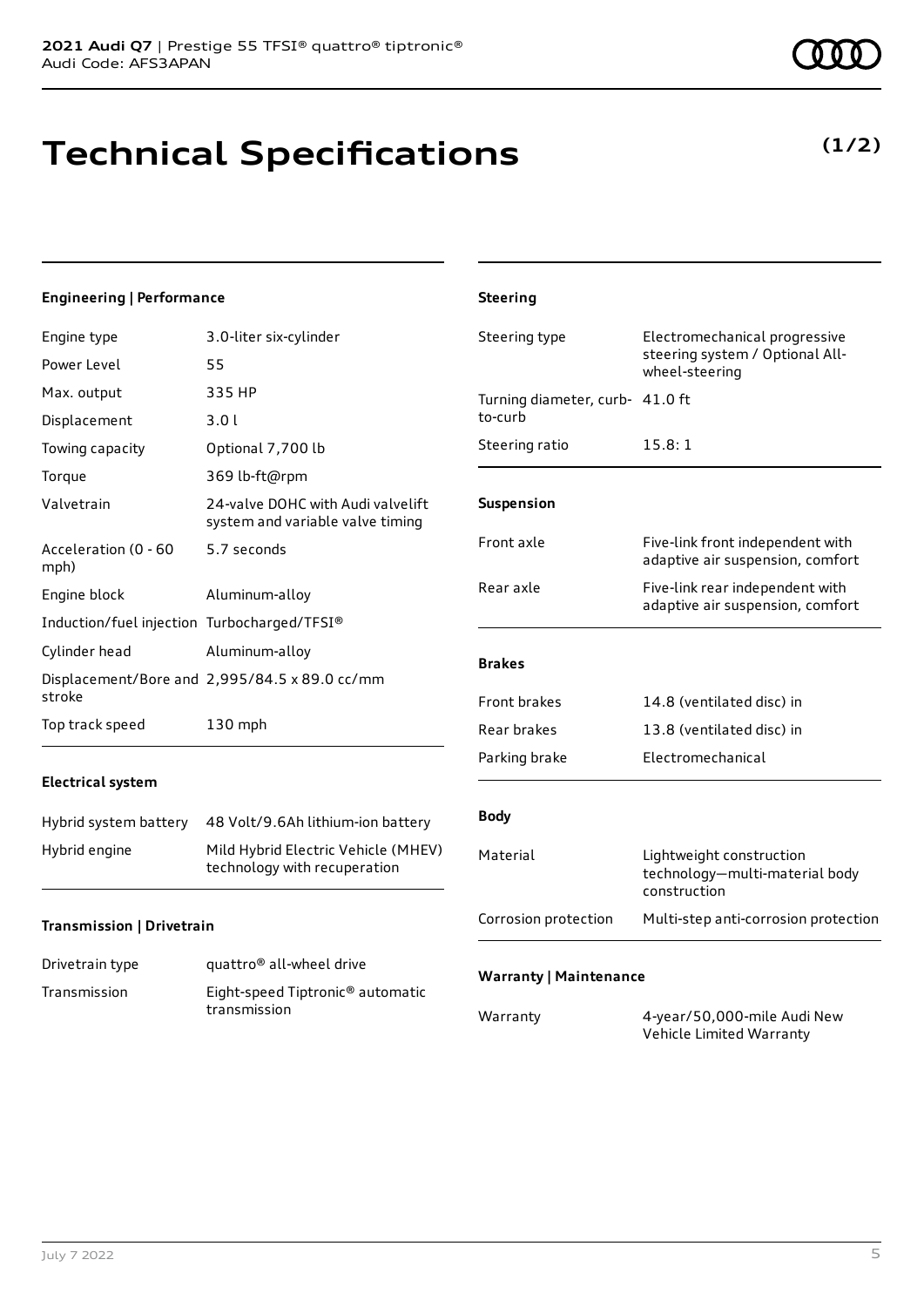# Technical Specifications

**(1/2)**

### Engineering | Performance

| | |
|---|---|
| Engine type | 3.0-liter six-cylinder |
| Power Level | 55 |
| Max. output | 335 HP |
| Displacement | 3.0 l |
| Towing capacity | Optional 7,700 lb |
| Torque | 369 lb-ft@rpm |
| Valvetrain | 24-valve DOHC with Audi valvelift system and variable valve timing |
| Acceleration (0 - 60 mph) | 5.7 seconds |
| Engine block | Aluminum-alloy |
| Induction/fuel injection | Turbocharged/TFSI® |
| Cylinder head | Aluminum-alloy |
| Displacement/Bore and stroke | 2,995/84.5 x 89.0 cc/mm |
| Top track speed | 130 mph |

### Electrical system

| | |
|---|---|
| Hybrid system battery | 48 Volt/9.6Ah lithium-ion battery |
| Hybrid engine | Mild Hybrid Electric Vehicle (MHEV) technology with recuperation |

### Transmission | Drivetrain

| | |
|---|---|
| Drivetrain type | quattro® all-wheel drive |
| Transmission | Eight-speed Tiptronic® automatic transmission |

### Steering

| | |
|---|---|
| Steering type | Electromechanical progressive steering system / Optional All-wheel-steering |
| Turning diameter, curb-to-curb | 41.0 ft |
| Steering ratio | 15.8: 1 |

### Suspension

| | |
|---|---|
| Front axle | Five-link front independent with adaptive air suspension, comfort |
| Rear axle | Five-link rear independent with adaptive air suspension, comfort |

### Brakes

| | |
|---|---|
| Front brakes | 14.8 (ventilated disc) in |
| Rear brakes | 13.8 (ventilated disc) in |
| Parking brake | Electromechanical |

### Body

| | |
|---|---|
| Material | Lightweight construction technology—multi-material body construction |
| Corrosion protection | Multi-step anti-corrosion protection |

### Warranty | Maintenance

| | |
|---|---|
| Warranty | 4-year/50,000-mile Audi New Vehicle Limited Warranty |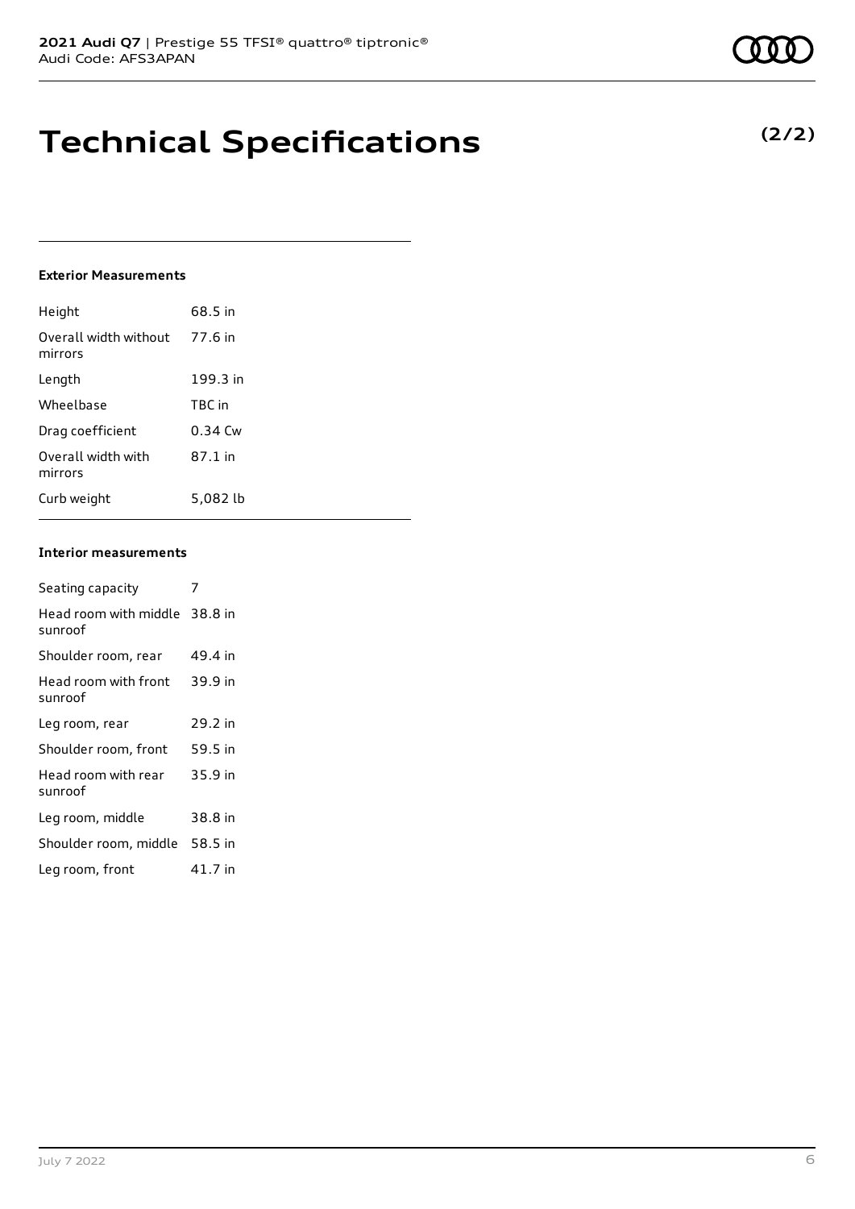# Technical Specifications

**(2/2)**

#### Exterior Measurements

| | |
|---|---|
| Height | 68.5 in |
| Overall width without mirrors | 77.6 in |
| Length | 199.3 in |
| Wheelbase | TBC in |
| Drag coefficient | 0.34 Cw |
| Overall width with mirrors | 87.1 in |
| Curb weight | 5,082 lb |

#### Interior measurements

| | |
|---|---|
| Seating capacity | 7 |
| Head room with middle sunroof | 38.8 in |
| Shoulder room, rear | 49.4 in |
| Head room with front sunroof | 39.9 in |
| Leg room, rear | 29.2 in |
| Shoulder room, front | 59.5 in |
| Head room with rear sunroof | 35.9 in |
| Leg room, middle | 38.8 in |
| Shoulder room, middle | 58.5 in |
| Leg room, front | 41.7 in |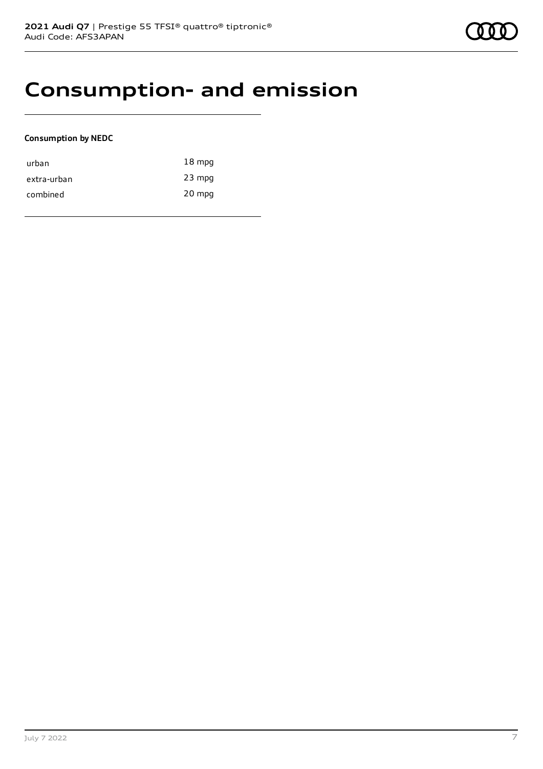# Consumption- and emission

**Consumption by NEDC**

| | |
|---|---|
| urban | 18 mpg |
| extra-urban | 23 mpg |
| combined | 20 mpg |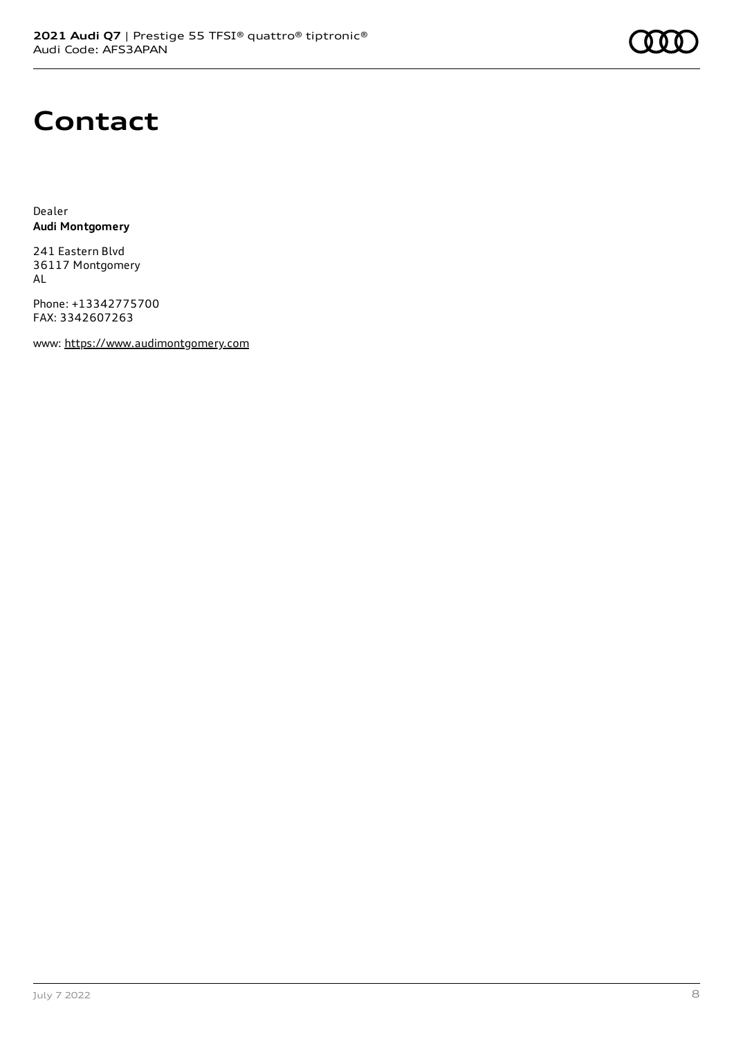# Contact

Dealer
**Audi Montgomery**

241 Eastern Blvd
36117 Montgomery
AL

Phone: +13342775700
FAX: 3342607263

www: https://www.audimontgomery.com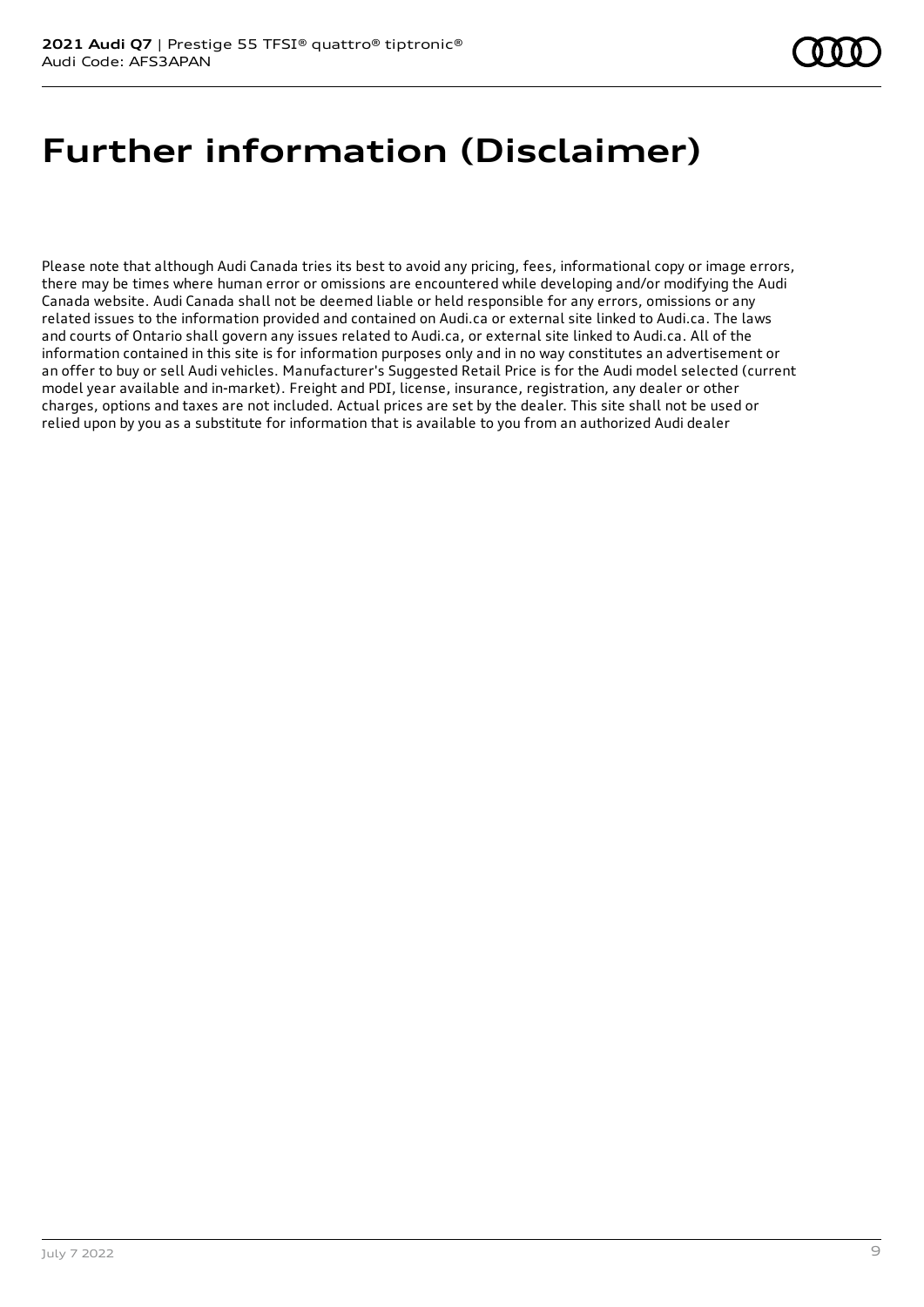# Further information (Disclaimer)

Please note that although Audi Canada tries its best to avoid any pricing, fees, informational copy or image errors, there may be times where human error or omissions are encountered while developing and/or modifying the Audi Canada website. Audi Canada shall not be deemed liable or held responsible for any errors, omissions or any related issues to the information provided and contained on Audi.ca or external site linked to Audi.ca. The laws and courts of Ontario shall govern any issues related to Audi.ca, or external site linked to Audi.ca. All of the information contained in this site is for information purposes only and in no way constitutes an advertisement or an offer to buy or sell Audi vehicles. Manufacturer's Suggested Retail Price is for the Audi model selected (current model year available and in-market). Freight and PDI, license, insurance, registration, any dealer or other charges, options and taxes are not included. Actual prices are set by the dealer. This site shall not be used or relied upon by you as a substitute for information that is available to you from an authorized Audi dealer